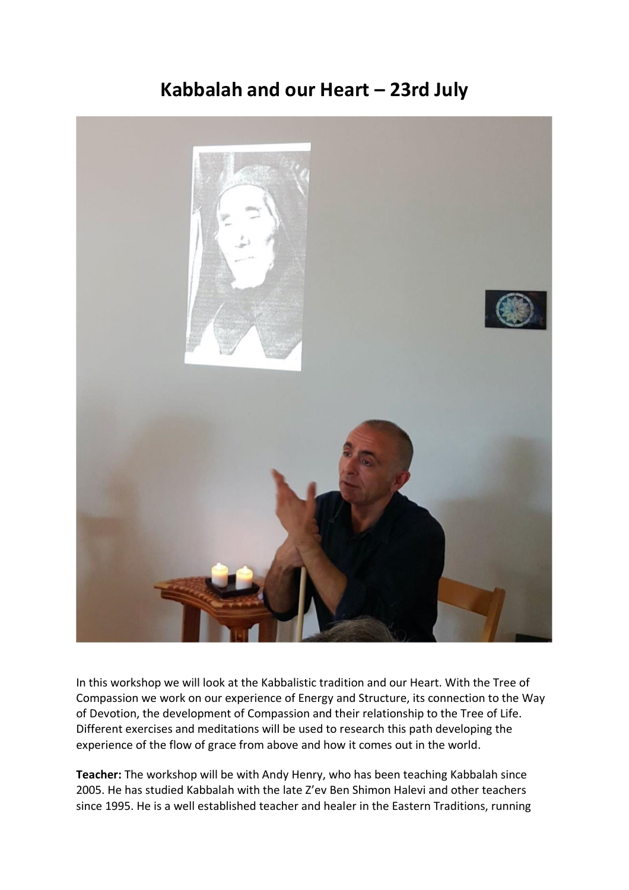# Kabbalah and our Heart – 23rd July

In this workshop we will look at the Kabbalistic tradition and our Heart. With the Tree of Compassion we work on our experience of Energy and Structure, its connection to the Way of Devotion, the development of Compassion and their relationship to the Tree of Life. Different exercises and meditations will be used to research this path developing the experience of the flow of grace from above and how it comes out in the world.

**Teacher:** The workshop will be with Andy Henry, who has been teaching Kabbalah since 2005. He has studied Kabbalah with the late Z'ev Ben Shimon Halevi and other teachers since 1995. He is a well established teacher and healer in the Eastern Traditions, running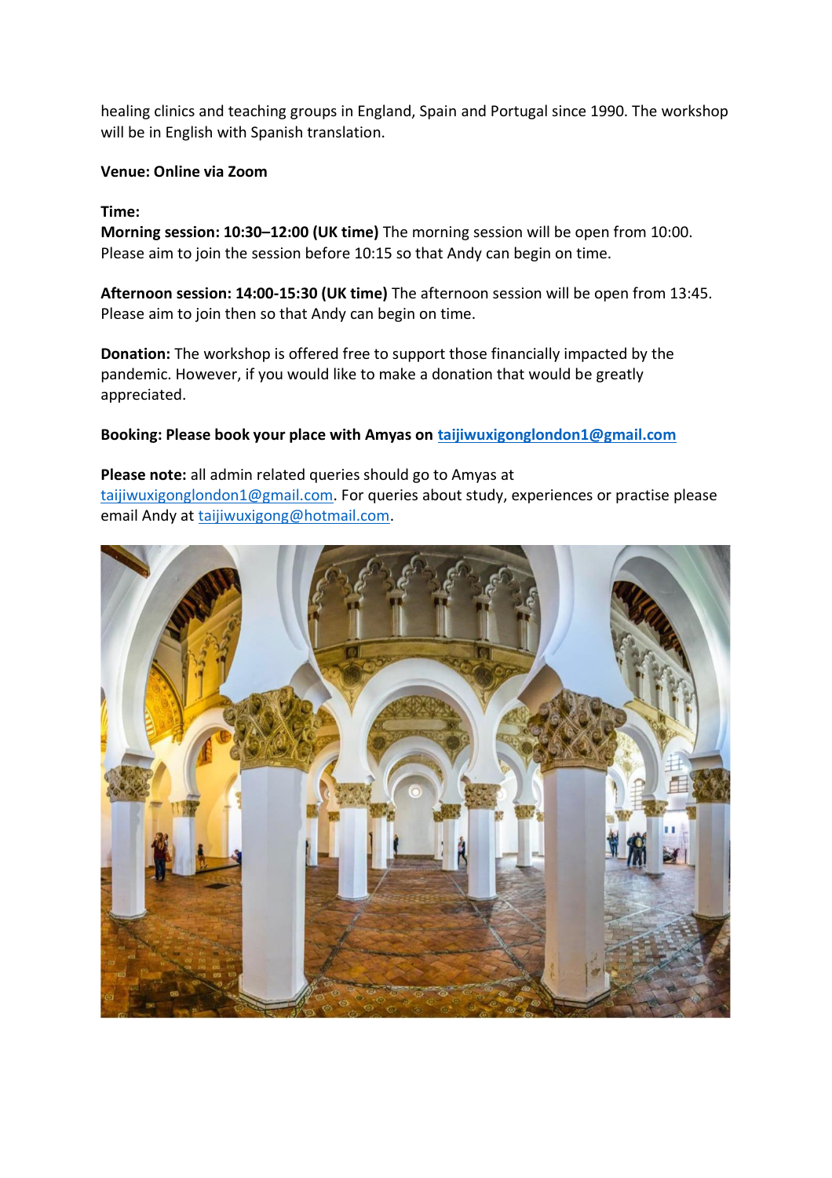healing clinics and teaching groups in England, Spain and Portugal since 1990. The workshop will be in English with Spanish translation.

**Venue: Online via Zoom**

**Time:**
**Morning session: 10:30–12:00 (UK time)** The morning session will be open from 10:00. Please aim to join the session before 10:15 so that Andy can begin on time.

**Afternoon session: 14:00-15:30 (UK time)** The afternoon session will be open from 13:45. Please aim to join then so that Andy can begin on time.

**Donation:** The workshop is offered free to support those financially impacted by the pandemic. However, if you would like to make a donation that would be greatly appreciated.

**Booking: Please book your place with Amyas on taijiwuxigonglondon1@gmail.com**

**Please note:** all admin related queries should go to Amyas at taijiwuxigonglondon1@gmail.com. For queries about study, experiences or practise please email Andy at taijiwuxigong@hotmail.com.